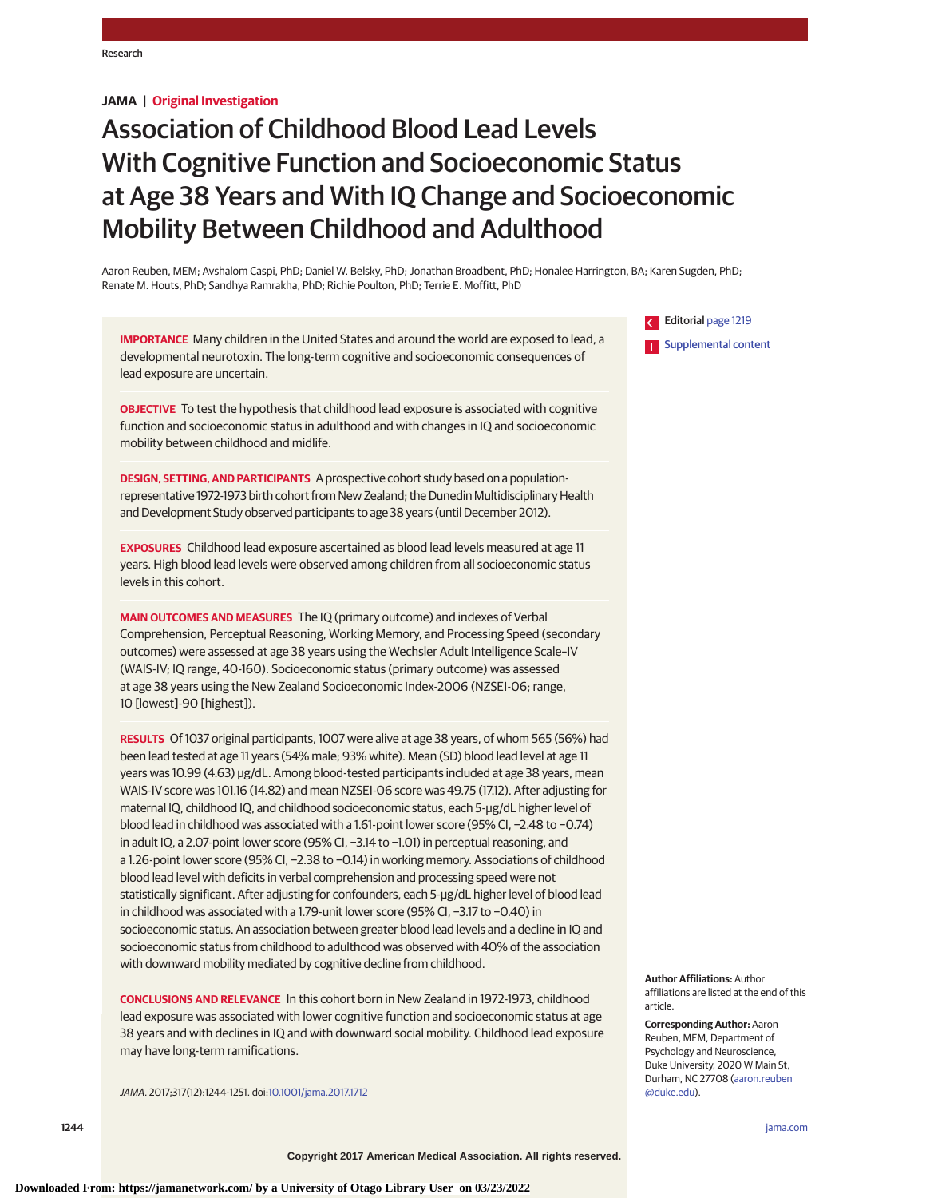**JAMA | Original Investigation**

# Association of Childhood Blood Lead Levels With Cognitive Function and Socioeconomic Status at Age 38 Years and With IQ Change and Socioeconomic Mobility Between Childhood and Adulthood

Aaron Reuben, MEM; Avshalom Caspi, PhD; Daniel W. Belsky, PhD; Jonathan Broadbent, PhD; Honalee Harrington, BA; Karen Sugden, PhD; Renate M. Houts, PhD; Sandhya Ramrakha, PhD; Richie Poulton, PhD; Terrie E. Moffitt, PhD

Editorial page 1219

Supplemental content

**IMPORTANCE** Many children in the United States and around the world are exposed to lead, a developmental neurotoxin. The long-term cognitive and socioeconomic consequences of lead exposure are uncertain.

**OBJECTIVE** To test the hypothesis that childhood lead exposure is associated with cognitive function and socioeconomic status in adulthood and with changes in IQ and socioeconomic mobility between childhood and midlife.

**DESIGN, SETTING, AND PARTICIPANTS** A prospective cohort study based on a population-representative 1972-1973 birth cohort from New Zealand; the Dunedin Multidisciplinary Health and Development Study observed participants to age 38 years (until December 2012).

**EXPOSURES** Childhood lead exposure ascertained as blood lead levels measured at age 11 years. High blood lead levels were observed among children from all socioeconomic status levels in this cohort.

**MAIN OUTCOMES AND MEASURES** The IQ (primary outcome) and indexes of Verbal Comprehension, Perceptual Reasoning, Working Memory, and Processing Speed (secondary outcomes) were assessed at age 38 years using the Wechsler Adult Intelligence Scale–IV (WAIS-IV; IQ range, 40-160). Socioeconomic status (primary outcome) was assessed at age 38 years using the New Zealand Socioeconomic Index-2006 (NZSEI-06; range, 10 [lowest]-90 [highest]).

**RESULTS** Of 1037 original participants, 1007 were alive at age 38 years, of whom 565 (56%) had been lead tested at age 11 years (54% male; 93% white). Mean (SD) blood lead level at age 11 years was 10.99 (4.63) μg/dL. Among blood-tested participants included at age 38 years, mean WAIS-IV score was 101.16 (14.82) and mean NZSEI-06 score was 49.75 (17.12). After adjusting for maternal IQ, childhood IQ, and childhood socioeconomic status, each 5-μg/dL higher level of blood lead in childhood was associated with a 1.61-point lower score (95% CI, −2.48 to −0.74) in adult IQ, a 2.07-point lower score (95% CI, −3.14 to −1.01) in perceptual reasoning, and a 1.26-point lower score (95% CI, −2.38 to −0.14) in working memory. Associations of childhood blood lead level with deficits in verbal comprehension and processing speed were not statistically significant. After adjusting for confounders, each 5-μg/dL higher level of blood lead in childhood was associated with a 1.79-unit lower score (95% CI, −3.17 to −0.40) in socioeconomic status. An association between greater blood lead levels and a decline in IQ and socioeconomic status from childhood to adulthood was observed with 40% of the association with downward mobility mediated by cognitive decline from childhood.

**CONCLUSIONS AND RELEVANCE** In this cohort born in New Zealand in 1972-1973, childhood lead exposure was associated with lower cognitive function and socioeconomic status at age 38 years and with declines in IQ and with downward social mobility. Childhood lead exposure may have long-term ramifications.

*JAMA*. 2017;317(12):1244-1251. doi:10.1001/jama.2017.1712

**Author Affiliations:** Author affiliations are listed at the end of this article.

**Corresponding Author:** Aaron Reuben, MEM, Department of Psychology and Neuroscience, Duke University, 2020 W Main St, Durham, NC 27708 (aaron.reuben@duke.edu).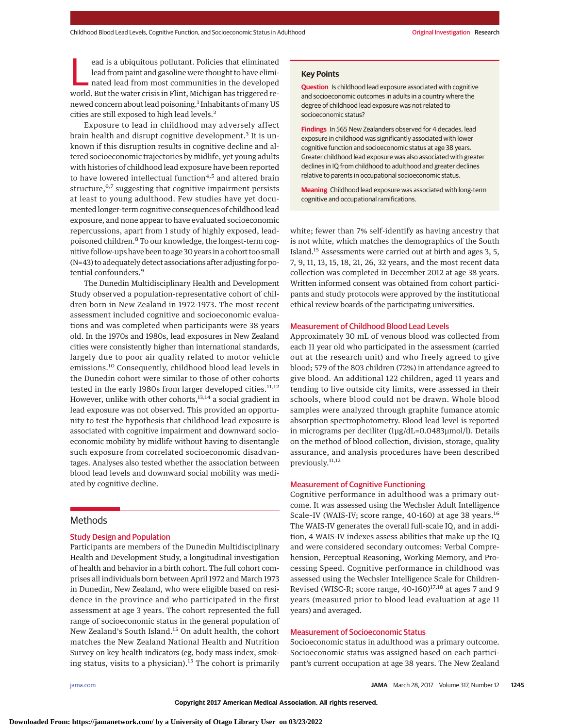Lead is a ubiquitous pollutant. Policies that eliminated lead from paint and gasoline were thought to have eliminated lead from most communities in the developed world. But the water crisis in Flint, Michigan has triggered renewed concern about lead poisoning.[1] Inhabitants of many US cities are still exposed to high lead levels.[2]

Exposure to lead in childhood may adversely affect brain health and disrupt cognitive development.[3] It is unknown if this disruption results in cognitive decline and altered socioeconomic trajectories by midlife, yet young adults with histories of childhood lead exposure have been reported to have lowered intellectual function[4,5] and altered brain structure,[6,7] suggesting that cognitive impairment persists at least to young adulthood. Few studies have yet documented longer-term cognitive consequences of childhood lead exposure, and none appear to have evaluated socioeconomic repercussions, apart from 1 study of highly exposed, lead-poisoned children.[8] To our knowledge, the longest-term cognitive follow-ups have been to age 30 years in a cohort too small (N=43) to adequately detect associations after adjusting for potential confounders.[9]

The Dunedin Multidisciplinary Health and Development Study observed a population-representative cohort of children born in New Zealand in 1972-1973. The most recent assessment included cognitive and socioeconomic evaluations and was completed when participants were 38 years old. In the 1970s and 1980s, lead exposures in New Zealand cities were consistently higher than international standards, largely due to poor air quality related to motor vehicle emissions.[10] Consequently, childhood blood lead levels in the Dunedin cohort were similar to those of other cohorts tested in the early 1980s from larger developed cities.[11,12] However, unlike with other cohorts,[13,14] a social gradient in lead exposure was not observed. This provided an opportunity to test the hypothesis that childhood lead exposure is associated with cognitive impairment and downward socioeconomic mobility by midlife without having to disentangle such exposure from correlated socioeconomic disadvantages. Analyses also tested whether the association between blood lead levels and downward social mobility was mediated by cognitive decline.

## Key Points

**Question** Is childhood lead exposure associated with cognitive and socioeconomic outcomes in adults in a country where the degree of childhood lead exposure was not related to socioeconomic status?

**Findings** In 565 New Zealanders observed for 4 decades, lead exposure in childhood was significantly associated with lower cognitive function and socioeconomic status at age 38 years. Greater childhood lead exposure was also associated with greater declines in IQ from childhood to adulthood and greater declines relative to parents in occupational socioeconomic status.

**Meaning** Childhood lead exposure was associated with long-term cognitive and occupational ramifications.

## Methods

### Study Design and Population

Participants are members of the Dunedin Multidisciplinary Health and Development Study, a longitudinal investigation of health and behavior in a birth cohort. The full cohort comprises all individuals born between April 1972 and March 1973 in Dunedin, New Zealand, who were eligible based on residence in the province and who participated in the first assessment at age 3 years. The cohort represented the full range of socioeconomic status in the general population of New Zealand's South Island.[15] On adult health, the cohort matches the New Zealand National Health and Nutrition Survey on key health indicators (eg, body mass index, smoking status, visits to a physician).[15] The cohort is primarily white; fewer than 7% self-identify as having ancestry that is not white, which matches the demographics of the South Island.[15] Assessments were carried out at birth and ages 3, 5, 7, 9, 11, 13, 15, 18, 21, 26, 32 years, and the most recent data collection was completed in December 2012 at age 38 years. Written informed consent was obtained from cohort participants and study protocols were approved by the institutional ethical review boards of the participating universities.

### Measurement of Childhood Blood Lead Levels

Approximately 30 mL of venous blood was collected from each 11 year old who participated in the assessment (carried out at the research unit) and who freely agreed to give blood; 579 of the 803 children (72%) in attendance agreed to give blood. An additional 122 children, aged 11 years and tending to live outside city limits, were assessed in their schools, where blood could not be drawn. Whole blood samples were analyzed through graphite fumance atomic absorption spectrophotometry. Blood lead level is reported in micrograms per deciliter (1μg/dL=0.0483μmol/l). Details on the method of blood collection, division, storage, quality assurance, and analysis procedures have been described previously.[11,12]

### Measurement of Cognitive Functioning

Cognitive performance in adulthood was a primary outcome. It was assessed using the Wechsler Adult Intelligence Scale-IV (WAIS-IV; score range, 40-160) at age 38 years.[16] The WAIS-IV generates the overall full-scale IQ, and in addition, 4 WAIS-IV indexes assess abilities that make up the IQ and were considered secondary outcomes: Verbal Comprehension, Perceptual Reasoning, Working Memory, and Processing Speed. Cognitive performance in childhood was assessed using the Wechsler Intelligence Scale for Children-Revised (WISC-R; score range, 40-160)[17,18] at ages 7 and 9 years (measured prior to blood lead evaluation at age 11 years) and averaged.

### Measurement of Socioeconomic Status

Socioeconomic status in adulthood was a primary outcome. Socioeconomic status was assigned based on each participant's current occupation at age 38 years. The New Zealand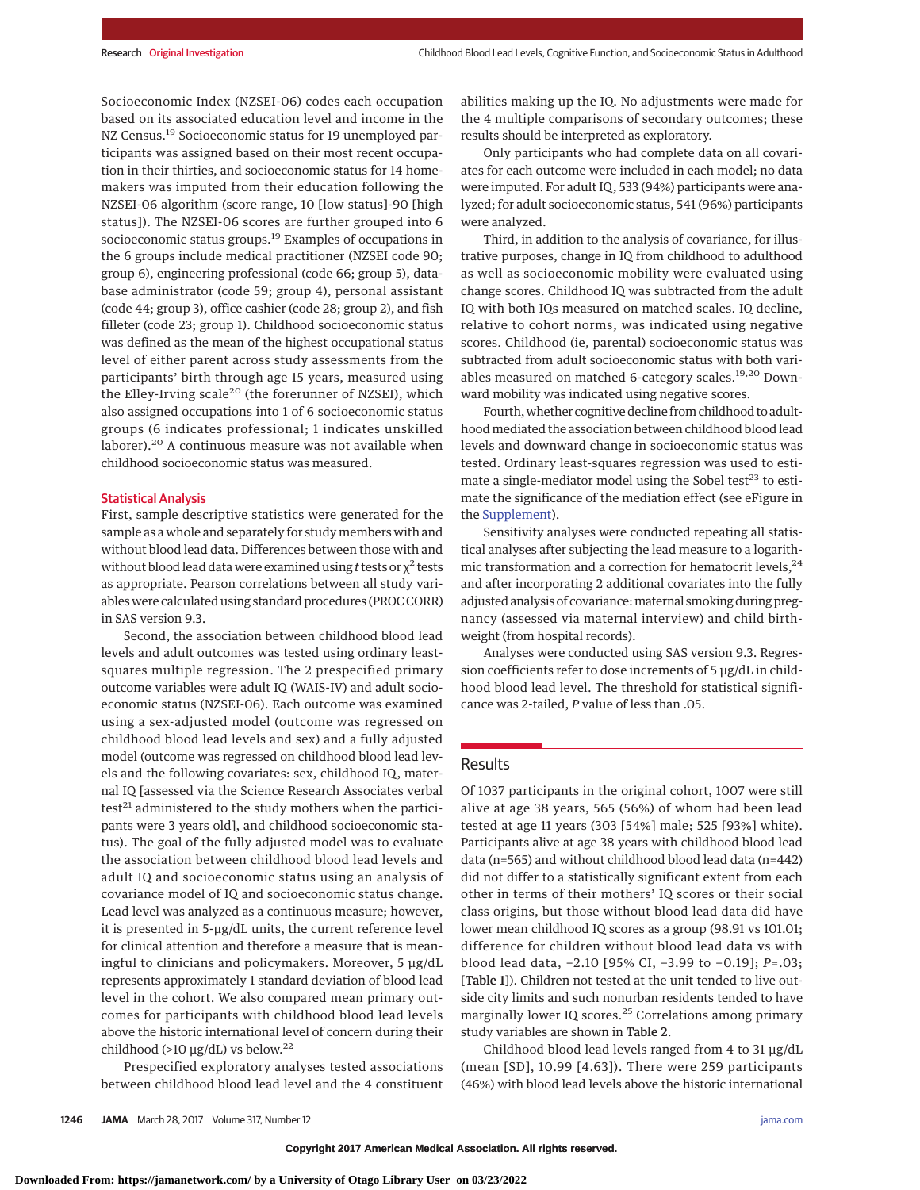Socioeconomic Index (NZSEI-06) codes each occupation based on its associated education level and income in the NZ Census.[19] Socioeconomic status for 19 unemployed participants was assigned based on their most recent occupation in their thirties, and socioeconomic status for 14 homemakers was imputed from their education following the NZSEI-06 algorithm (score range, 10 [low status]-90 [high status]). The NZSEI-06 scores are further grouped into 6 socioeconomic status groups.[19] Examples of occupations in the 6 groups include medical practitioner (NZSEI code 90; group 6), engineering professional (code 66; group 5), database administrator (code 59; group 4), personal assistant (code 44; group 3), office cashier (code 28; group 2), and fish filleter (code 23; group 1). Childhood socioeconomic status was defined as the mean of the highest occupational status level of either parent across study assessments from the participants' birth through age 15 years, measured using the Elley-Irving scale[20] (the forerunner of NZSEI), which also assigned occupations into 1 of 6 socioeconomic status groups (6 indicates professional; 1 indicates unskilled laborer).[20] A continuous measure was not available when childhood socioeconomic status was measured.

## Statistical Analysis

First, sample descriptive statistics were generated for the sample as a whole and separately for study members with and without blood lead data. Differences between those with and without blood lead data were examined using *t* tests or $\chi^2$ tests as appropriate. Pearson correlations between all study variables were calculated using standard procedures (PROC CORR) in SAS version 9.3.

Second, the association between childhood blood lead levels and adult outcomes was tested using ordinary least-squares multiple regression. The 2 prespecified primary outcome variables were adult IQ (WAIS-IV) and adult socioeconomic status (NZSEI-06). Each outcome was examined using a sex-adjusted model (outcome was regressed on childhood blood lead levels and sex) and a fully adjusted model (outcome was regressed on childhood blood lead levels and the following covariates: sex, childhood IQ, maternal IQ [assessed via the Science Research Associates verbal test[21] administered to the study mothers when the participants were 3 years old], and childhood socioeconomic status). The goal of the fully adjusted model was to evaluate the association between childhood blood lead levels and adult IQ and socioeconomic status using an analysis of covariance model of IQ and socioeconomic status change. Lead level was analyzed as a continuous measure; however, it is presented in 5-µg/dL units, the current reference level for clinical attention and therefore a measure that is meaningful to clinicians and policymakers. Moreover, 5 µg/dL represents approximately 1 standard deviation of blood lead level in the cohort. We also compared mean primary outcomes for participants with childhood blood lead levels above the historic international level of concern during their childhood (>10 µg/dL) vs below.[22]

Prespecified exploratory analyses tested associations between childhood blood lead level and the 4 constituent abilities making up the IQ. No adjustments were made for the 4 multiple comparisons of secondary outcomes; these results should be interpreted as exploratory.

Only participants who had complete data on all covariates for each outcome were included in each model; no data were imputed. For adult IQ, 533 (94%) participants were analyzed; for adult socioeconomic status, 541 (96%) participants were analyzed.

Third, in addition to the analysis of covariance, for illustrative purposes, change in IQ from childhood to adulthood as well as socioeconomic mobility were evaluated using change scores. Childhood IQ was subtracted from the adult IQ with both IQs measured on matched scales. IQ decline, relative to cohort norms, was indicated using negative scores. Childhood (ie, parental) socioeconomic status was subtracted from adult socioeconomic status with both variables measured on matched 6-category scales.[19,20] Downward mobility was indicated using negative scores.

Fourth, whether cognitive decline from childhood to adulthood mediated the association between childhood blood lead levels and downward change in socioeconomic status was tested. Ordinary least-squares regression was used to estimate a single-mediator model using the Sobel test[23] to estimate the significance of the mediation effect (see eFigure in the Supplement).

Sensitivity analyses were conducted repeating all statistical analyses after subjecting the lead measure to a logarithmic transformation and a correction for hematocrit levels,[24] and after incorporating 2 additional covariates into the fully adjusted analysis of covariance: maternal smoking during pregnancy (assessed via maternal interview) and child birthweight (from hospital records).

Analyses were conducted using SAS version 9.3. Regression coefficients refer to dose increments of 5 µg/dL in childhood blood lead level. The threshold for statistical significance was 2-tailed, *P* value of less than .05.

## Results

Of 1037 participants in the original cohort, 1007 were still alive at age 38 years, 565 (56%) of whom had been lead tested at age 11 years (303 [54%] male; 525 [93%] white). Participants alive at age 38 years with childhood blood lead data (n=565) and without childhood blood lead data (n=442) did not differ to a statistically significant extent from each other in terms of their mothers' IQ scores or their social class origins, but those without blood lead data did have lower mean childhood IQ scores as a group (98.91 vs 101.01; difference for children without blood lead data vs with blood lead data, −2.10 [95% CI, −3.99 to −0.19]; *P*=.03; [**Table 1**]). Children not tested at the unit tended to live outside city limits and such nonurban residents tended to have marginally lower IQ scores.[25] Correlations among primary study variables are shown in **Table 2**.

Childhood blood lead levels ranged from 4 to 31 µg/dL (mean [SD], 10.99 [4.63]). There were 259 participants (46%) with blood lead levels above the historic international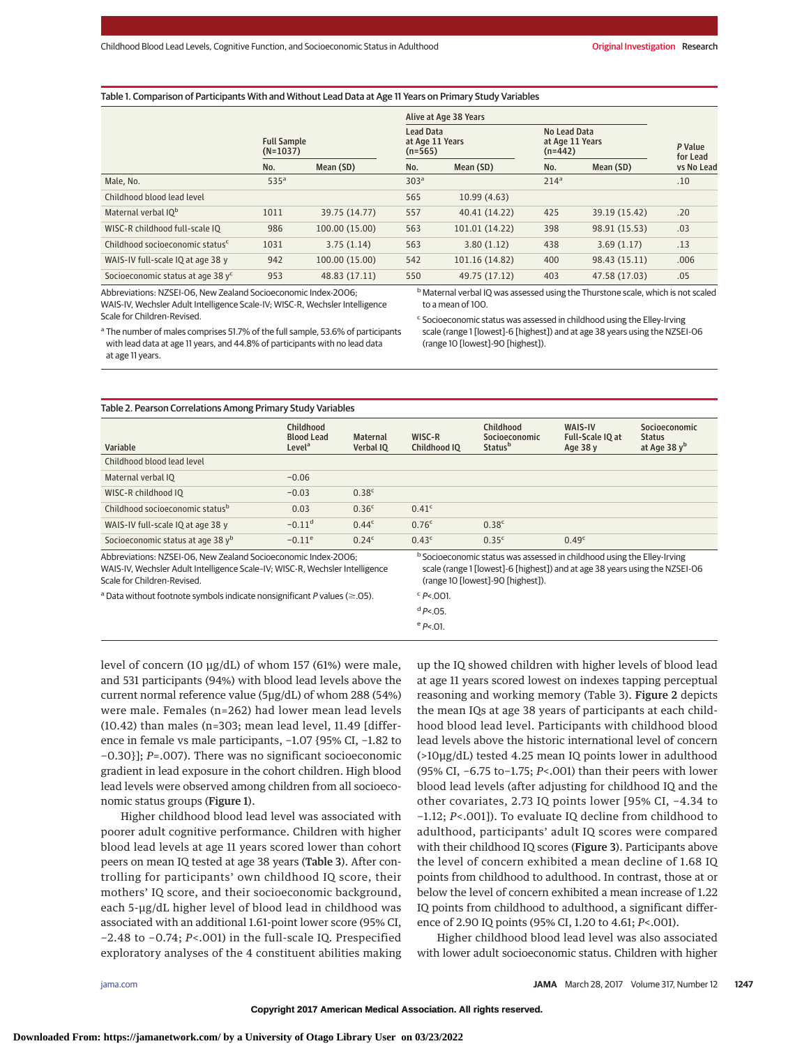Table 1. Comparison of Participants With and Without Lead Data at Age 11 Years on Primary Study Variables

| | Full Sample (N=1037) | | Alive at Age 38 Years | | | | P Value for Lead vs No Lead |
|---|---|---|---|---|---|---|---|
| | | | Lead Data at Age 11 Years (n=565) | | No Lead Data at Age 11 Years (n=442) | | |
| | No. | Mean (SD) | No. | Mean (SD) | No. | Mean (SD) | |
| Male, No. | 535[a] | | 303[a] | | 214[a] | | .10 |
| Childhood blood lead level | | | 565 | 10.99 (4.63) | | | |
| Maternal verbal IQ[b] | 1011 | 39.75 (14.77) | 557 | 40.41 (14.22) | 425 | 39.19 (15.42) | .20 |
| WISC-R childhood full-scale IQ | 986 | 100.00 (15.00) | 563 | 101.01 (14.22) | 398 | 98.91 (15.53) | .03 |
| Childhood socioeconomic status[c] | 1031 | 3.75 (1.14) | 563 | 3.80 (1.12) | 438 | 3.69 (1.17) | .13 |
| WAIS-IV full-scale IQ at age 38 y | 942 | 100.00 (15.00) | 542 | 101.16 (14.82) | 400 | 98.43 (15.11) | .006 |
| Socioeconomic status at age 38 y[c] | 953 | 48.83 (17.11) | 550 | 49.75 (17.12) | 403 | 47.58 (17.03) | .05 |

Abbreviations: NZSEI-06, New Zealand Socioeconomic Index-2006; WAIS-IV, Wechsler Adult Intelligence Scale-IV; WISC-R, Wechsler Intelligence Scale for Children-Revised.

[a] The number of males comprises 51.7% of the full sample, 53.6% of participants with lead data at age 11 years, and 44.8% of participants with no lead data at age 11 years.

[b] Maternal verbal IQ was assessed using the Thurstone scale, which is not scaled to a mean of 100.

[c] Socioeconomic status was assessed in childhood using the Elley-Irving scale (range 1 [lowest]-6 [highest]) and at age 38 years using the NZSEI-06 (range 10 [lowest]-90 [highest]).

Table 2. Pearson Correlations Among Primary Study Variables

| Variable | Childhood Blood Lead Level[a] | Maternal Verbal IQ | WISC-R Childhood IQ | Childhood Socioeconomic Status[b] | WAIS-IV Full-Scale IQ at Age 38 y | Socioeconomic Status at Age 38 y[b] |
|---|---|---|---|---|---|---|
| Childhood blood lead level | | | | | | |
| Maternal verbal IQ | −0.06 | | | | | |
| WISC-R childhood IQ | −0.03 | 0.38[c] | | | | |
| Childhood socioeconomic status[b] | 0.03 | 0.36[c] | 0.41[c] | | | |
| WAIS-IV full-scale IQ at age 38 y | −0.11[d] | 0.44[c] | 0.76[c] | 0.38[c] | | |
| Socioeconomic status at age 38 y[b] | −0.11[e] | 0.24[c] | 0.43[c] | 0.35[c] | 0.49[c] | |

Abbreviations: NZSEI-06, New Zealand Socioeconomic Index-2006; WAIS-IV, Wechsler Adult Intelligence Scale–IV; WISC-R, Wechsler Intelligence Scale for Children-Revised.

[a] Data without footnote symbols indicate nonsignificant *P* values (≥.05).

[b] Socioeconomic status was assessed in childhood using the Elley-Irving scale (range 1 [lowest]-6 [highest]) and at age 38 years using the NZSEI-06 (range 10 [lowest]-90 [highest]).

[c] $P<.001$.

[d] $P<.05$.

[e] $P<.01$.

level of concern (10 μg/dL) of whom 157 (61%) were male, and 531 participants (94%) with blood lead levels above the current normal reference value (5μg/dL) of whom 288 (54%) were male. Females (n=262) had lower mean lead levels (10.42) than males (n=303; mean lead level, 11.49 [difference in female vs male participants, −1.07 {95% CI, −1.82 to −0.30}]; $P=.007$). There was no significant socioeconomic gradient in lead exposure in the cohort children. High blood lead levels were observed among children from all socioeconomic status groups (**Figure 1**).

Higher childhood blood lead level was associated with poorer adult cognitive performance. Children with higher blood lead levels at age 11 years scored lower than cohort peers on mean IQ tested at age 38 years (**Table 3**). After controlling for participants' own childhood IQ score, their mothers' IQ score, and their socioeconomic background, each 5-μg/dL higher level of blood lead in childhood was associated with an additional 1.61-point lower score (95% CI, −2.48 to −0.74; $P<.001$) in the full-scale IQ. Prespecified exploratory analyses of the 4 constituent abilities making up the IQ showed children with higher levels of blood lead at age 11 years scored lowest on indexes tapping perceptual reasoning and working memory (Table 3). **Figure 2** depicts the mean IQs at age 38 years of participants at each childhood blood lead level. Participants with childhood blood lead levels above the historic international level of concern (>10μg/dL) tested 4.25 mean IQ points lower in adulthood (95% CI, −6.75 to−1.75; $P<.001$) than their peers with lower blood lead levels (after adjusting for childhood IQ and the other covariates, 2.73 IQ points lower [95% CI, −4.34 to −1.12; $P<.001$]). To evaluate IQ decline from childhood to adulthood, participants' adult IQ scores were compared with their childhood IQ scores (**Figure 3**). Participants above the level of concern exhibited a mean decline of 1.68 IQ points from childhood to adulthood. In contrast, those at or below the level of concern exhibited a mean increase of 1.22 IQ points from childhood to adulthood, a significant difference of 2.90 IQ points (95% CI, 1.20 to 4.61; $P<.001$).

Higher childhood blood lead level was also associated with lower adult socioeconomic status. Children with higher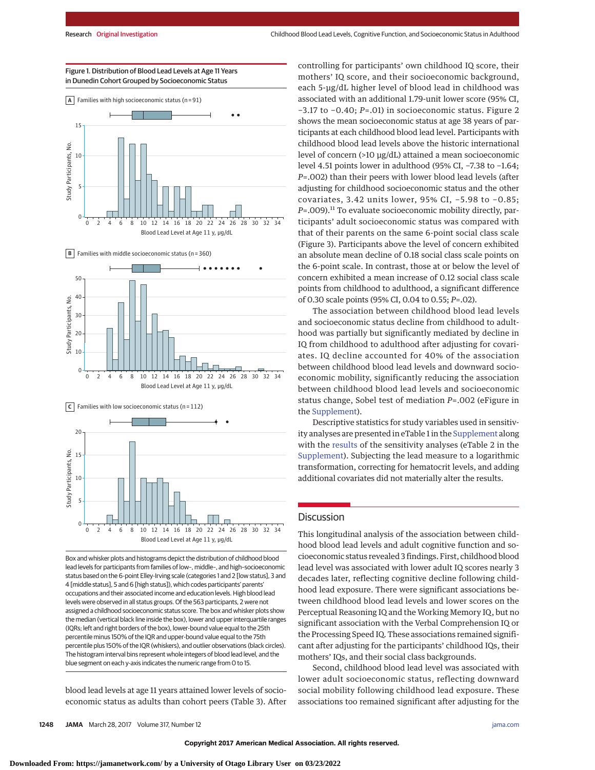Figure 1. Distribution of Blood Lead Levels at Age 11 Years in Dunedin Cohort Grouped by Socioeconomic Status

A Families with high socioeconomic status (n = 91)

B Families with middle socioeconomic status (n = 360)

C Families with low socioeconomic status (n = 112)

Box and whisker plots and histograms depict the distribution of childhood blood lead levels for participants from families of low–, middle–, and high–socioeconomic status based on the 6-point Elley-Irving scale (categories 1 and 2 [low status], 3 and 4 [middle status], 5 and 6 [high status]), which codes participants' parents' occupations and their associated income and education levels. High blood lead levels were observed in all status groups. Of the 563 participants, 2 were not assigned a childhood socioeconomic status score. The box and whisker plots show the median (vertical black line inside the box), lower and upper interquartile ranges (IQRs; left and right borders of the box), lower-bound value equal to the 25th percentile minus 150% of the IQR and upper-bound value equal to the 75th percentile plus 150% of the IQR (whiskers), and outlier observations (black circles). The histogram interval bins represent whole integers of blood lead level, and the blue segment on each y-axis indicates the numeric range from 0 to 15.

blood lead levels at age 11 years attained lower levels of socioeconomic status as adults than cohort peers (Table 3). After controlling for participants' own childhood IQ score, their mothers' IQ score, and their socioeconomic background, each 5-μg/dL higher level of blood lead in childhood was associated with an additional 1.79-unit lower score (95% CI, −3.17 to −0.40; *P* = .01) in socioeconomic status. Figure 2 shows the mean socioeconomic status at age 38 years of participants at each childhood blood lead level. Participants with childhood blood lead levels above the historic international level of concern (>10 μg/dL) attained a mean socioeconomic level 4.51 points lower in adulthood (95% CI, −7.38 to −1.64; *P* = .002) than their peers with lower blood lead levels (after adjusting for childhood socioeconomic status and the other covariates, 3.42 units lower, 95% CI, −5.98 to −0.85; *P* = .009).[11] To evaluate socioeconomic mobility directly, participants' adult socioeconomic status was compared with that of their parents on the same 6-point social class scale (Figure 3). Participants above the level of concern exhibited an absolute mean decline of 0.18 social class scale points on the 6-point scale. In contrast, those at or below the level of concern exhibited a mean increase of 0.12 social class scale points from childhood to adulthood, a significant difference of 0.30 scale points (95% CI, 0.04 to 0.55; *P* = .02).

The association between childhood blood lead levels and socioeconomic status decline from childhood to adulthood was partially but significantly mediated by decline in IQ from childhood to adulthood after adjusting for covariates. IQ decline accounted for 40% of the association between childhood blood lead levels and downward socioeconomic mobility, significantly reducing the association between childhood blood lead levels and socioeconomic status change, Sobel test of mediation *P* = .002 (eFigure in the Supplement).

Descriptive statistics for study variables used in sensitivity analyses are presented in eTable 1 in the Supplement along with the results of the sensitivity analyses (eTable 2 in the Supplement). Subjecting the lead measure to a logarithmic transformation, correcting for hematocrit levels, and adding additional covariates did not materially alter the results.

## Discussion

This longitudinal analysis of the association between childhood blood lead levels and adult cognitive function and socioeconomic status revealed 3 findings. First, childhood blood lead level was associated with lower adult IQ scores nearly 3 decades later, reflecting cognitive decline following childhood lead exposure. There were significant associations between childhood blood lead levels and lower scores on the Perceptual Reasoning IQ and the Working Memory IQ, but no significant association with the Verbal Comprehension IQ or the Processing Speed IQ. These associations remained significant after adjusting for the participants' childhood IQs, their mothers' IQs, and their social class backgrounds.

Second, childhood blood lead level was associated with lower adult socioeconomic status, reflecting downward social mobility following childhood lead exposure. These associations too remained significant after adjusting for the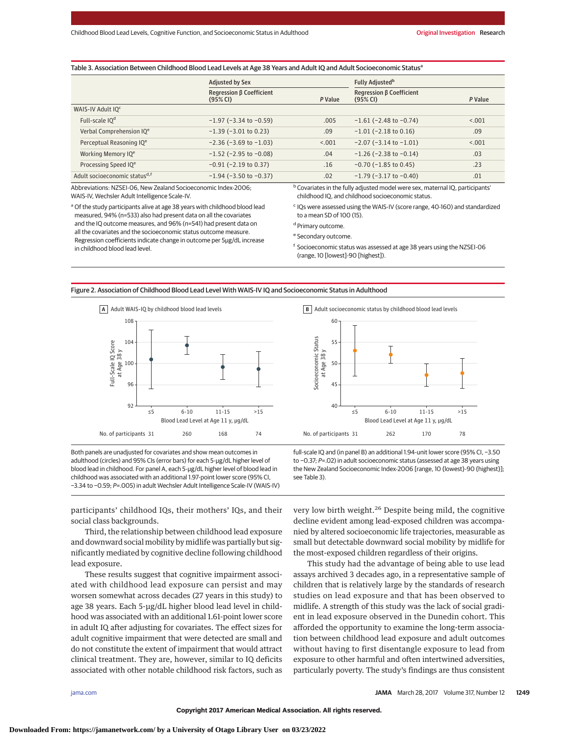Table 3. Association Between Childhood Blood Lead Levels at Age 38 Years and Adult IQ and Adult Socioeconomic Status[a]

| | Adjusted by Sex | | Fully Adjusted[b] | |
|---|---|---|---|---|
| | Regression β Coefficient (95% CI) | P Value | Regression β Coefficient (95% CI) | P Value |
| WAIS-IV Adult IQ[c] | | | | |
| Full-scale IQ[d] | −1.97 (−3.34 to −0.59) | .005 | −1.61 (−2.48 to −0.74) | <.001 |
| Verbal Comprehension IQ[e] | −1.39 (−3.01 to 0.23) | .09 | −1.01 (−2.18 to 0.16) | .09 |
| Perceptual Reasoning IQ[e] | −2.36 (−3.69 to −1.03) | <.001 | −2.07 (−3.14 to −1.01) | <.001 |
| Working Memory IQ[e] | −1.52 (−2.95 to −0.08) | .04 | −1.26 (−2.38 to −0.14) | .03 |
| Processing Speed IQ[e] | −0.91 (−2.19 to 0.37) | .16 | −0.70 (−1.85 to 0.45) | .23 |
| Adult socioeconomic status[d,f] | −1.94 (−3.50 to −0.37) | .02 | −1.79 (−3.17 to −0.40) | .01 |

Abbreviations: NZSEI-06, New Zealand Socioeconomic Index-2006; WAIS-IV, Wechsler Adult Intelligence Scale-IV.

[a] Of the study participants alive at age 38 years with childhood blood lead measured, 94% (n=533) also had present data on all the covariates and the IQ outcome measures, and 96% (n=541) had present data on all the covariates and the socioeconomic status outcome measure. Regression coefficients indicate change in outcome per 5µg/dL increase in childhood blood lead level.

[b] Covariates in the fully adjusted model were sex, maternal IQ, participants' childhood IQ, and childhood socioeconomic status.

[c] IQs were assessed using the WAIS-IV (score range, 40-160) and standardized to a mean SD of 100 (15).

[d] Primary outcome.

[e] Secondary outcome.

[f] Socioeconomic status was assessed at age 38 years using the NZSEI-06 (range, 10 [lowest]-90 [highest]).

Figure 2. Association of Childhood Blood Lead Level With WAIS-IV IQ and Socioeconomic Status in Adulthood

Both panels are unadjusted for covariates and show mean outcomes in adulthood (circles) and 95% CIs (error bars) for each 5-µg/dL higher level of blood lead in childhood. For panel A, each 5-µg/dL higher level of blood lead in childhood was associated with an additional 1.97-point lower score (95% CI, −3.34 to −0.59; *P*=.005) in adult Wechsler Adult Intelligence Scale-IV (WAIS-IV) full-scale IQ and (in panel B) an additional 1.94-unit lower score (95% CI, −3.50 to −0.37; *P*=.02) in adult socioeconomic status (assessed at age 38 years using the New Zealand Socioeconomic Index-2006 [range, 10 {lowest}-90 {highest}]; see Table 3).

participants' childhood IQs, their mothers' IQs, and their social class backgrounds.

Third, the relationship between childhood lead exposure and downward social mobility by midlife was partially but significantly mediated by cognitive decline following childhood lead exposure.

These results suggest that cognitive impairment associated with childhood lead exposure can persist and may worsen somewhat across decades (27 years in this study) to age 38 years. Each 5-µg/dL higher blood lead level in childhood was associated with an additional 1.61-point lower score in adult IQ after adjusting for covariates. The effect sizes for adult cognitive impairment that were detected are small and do not constitute the extent of impairment that would attract clinical treatment. They are, however, similar to IQ deficits associated with other notable childhood risk factors, such as very low birth weight.[26] Despite being mild, the cognitive decline evident among lead-exposed children was accompanied by altered socioeconomic life trajectories, measurable as small but detectable downward social mobility by midlife for the most-exposed children regardless of their origins.

This study had the advantage of being able to use lead assays archived 3 decades ago, in a representative sample of children that is relatively large by the standards of research studies on lead exposure and that has been observed to midlife. A strength of this study was the lack of social gradient in lead exposure observed in the Dunedin cohort. This afforded the opportunity to examine the long-term association between childhood lead exposure and adult outcomes without having to first disentangle exposure to lead from exposure to other harmful and often intertwined adversities, particularly poverty. The study's findings are thus consistent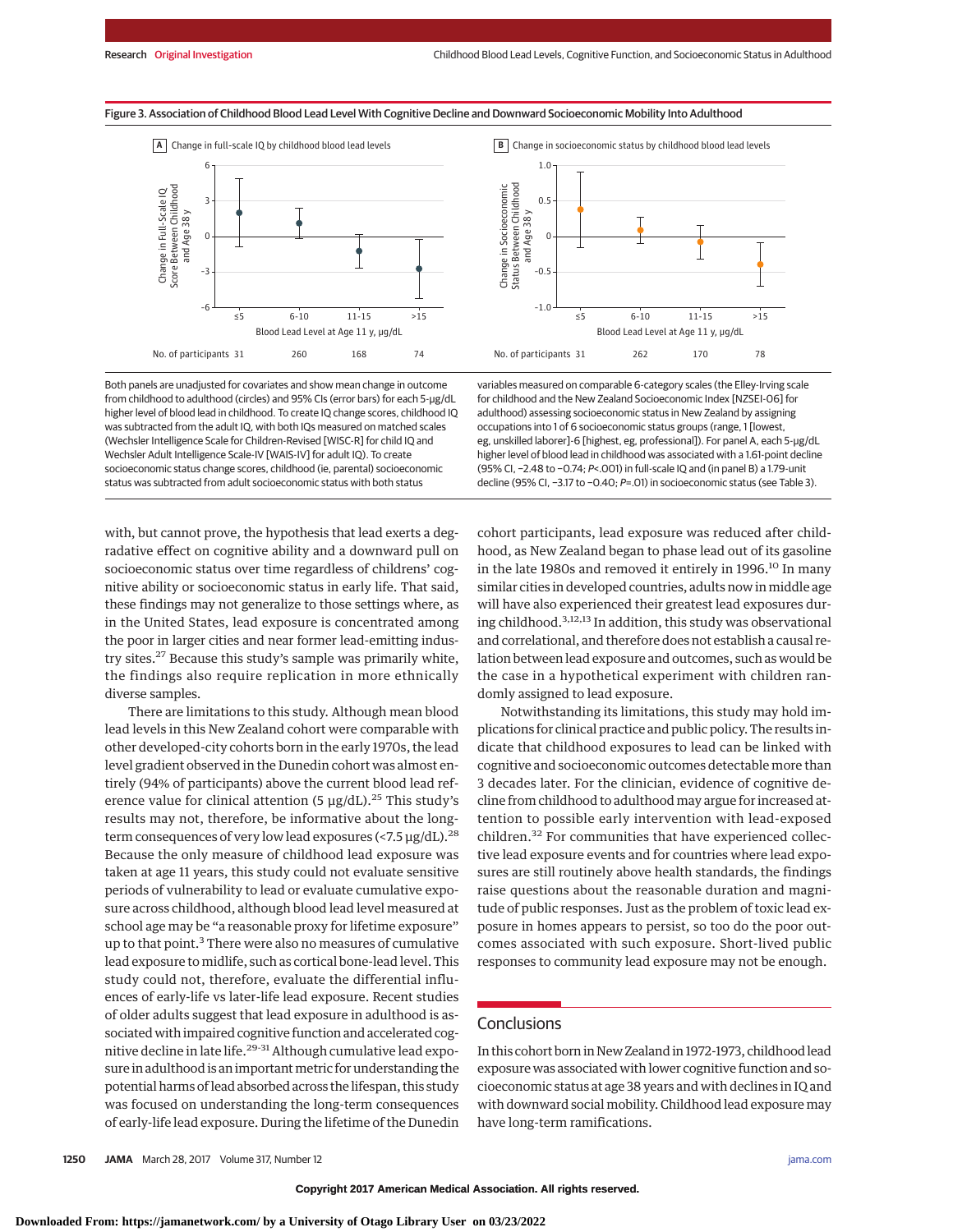Figure 3. Association of Childhood Blood Lead Level With Cognitive Decline and Downward Socioeconomic Mobility Into Adulthood

Both panels are unadjusted for covariates and show mean change in outcome from childhood to adulthood (circles) and 95% CIs (error bars) for each 5-μg/dL higher level of blood lead in childhood. To create IQ change scores, childhood IQ was subtracted from the adult IQ, with both IQs measured on matched scales (Wechsler Intelligence Scale for Children-Revised [WISC-R] for child IQ and Wechsler Adult Intelligence Scale-IV [WAIS-IV] for adult IQ). To create socioeconomic status change scores, childhood (ie, parental) socioeconomic status was subtracted from adult socioeconomic status with both status variables measured on comparable 6-category scales (the Elley-Irving scale for childhood and the New Zealand Socioeconomic Index [NZSEI-06] for adulthood) assessing socioeconomic status in New Zealand by assigning occupations into 1 of 6 socioeconomic status groups (range, 1 [lowest, eg, unskilled laborer]-6 [highest, eg, professional]). For panel A, each 5-μg/dL higher level of blood lead in childhood was associated with a 1.61-point decline (95% CI, −2.48 to −0.74; $P<.001$) in full-scale IQ and (in panel B) a 1.79-unit decline (95% CI, −3.17 to −0.40; $P=.01$) in socioeconomic status (see Table 3).

with, but cannot prove, the hypothesis that lead exerts a degradative effect on cognitive ability and a downward pull on socioeconomic status over time regardless of childrens' cognitive ability or socioeconomic status in early life. That said, these findings may not generalize to those settings where, as in the United States, lead exposure is concentrated among the poor in larger cities and near former lead-emitting industry sites.[27] Because this study's sample was primarily white, the findings also require replication in more ethnically diverse samples.

There are limitations to this study. Although mean blood lead levels in this New Zealand cohort were comparable with other developed-city cohorts born in the early 1970s, the lead level gradient observed in the Dunedin cohort was almost entirely (94% of participants) above the current blood lead reference value for clinical attention (5 μg/dL).[25] This study's results may not, therefore, be informative about the long-term consequences of very low lead exposures (<7.5 μg/dL).[28] Because the only measure of childhood lead exposure was taken at age 11 years, this study could not evaluate sensitive periods of vulnerability to lead or evaluate cumulative exposure across childhood, although blood lead level measured at school age may be "a reasonable proxy for lifetime exposure" up to that point.[3] There were also no measures of cumulative lead exposure to midlife, such as cortical bone-lead level. This study could not, therefore, evaluate the differential influences of early-life vs later-life lead exposure. Recent studies of older adults suggest that lead exposure in adulthood is associated with impaired cognitive function and accelerated cognitive decline in late life.[29-31] Although cumulative lead exposure in adulthood is an important metric for understanding the potential harms of lead absorbed across the lifespan, this study was focused on understanding the long-term consequences of early-life lead exposure. During the lifetime of the Dunedin cohort participants, lead exposure was reduced after childhood, as New Zealand began to phase lead out of its gasoline in the late 1980s and removed it entirely in 1996.[10] In many similar cities in developed countries, adults now in middle age will have also experienced their greatest lead exposures during childhood.[3,12,13] In addition, this study was observational and correlational, and therefore does not establish a causal relation between lead exposure and outcomes, such as would be the case in a hypothetical experiment with children randomly assigned to lead exposure.

Notwithstanding its limitations, this study may hold implications for clinical practice and public policy. The results indicate that childhood exposures to lead can be linked with cognitive and socioeconomic outcomes detectable more than 3 decades later. For the clinician, evidence of cognitive decline from childhood to adulthood may argue for increased attention to possible early intervention with lead-exposed children.[32] For communities that have experienced collective lead exposure events and for countries where lead exposures are still routinely above health standards, the findings raise questions about the reasonable duration and magnitude of public responses. Just as the problem of toxic lead exposure in homes appears to persist, so too do the poor outcomes associated with such exposure. Short-lived public responses to community lead exposure may not be enough.

## Conclusions

In this cohort born in New Zealand in 1972-1973, childhood lead exposure was associated with lower cognitive function and socioeconomic status at age 38 years and with declines in IQ and with downward social mobility. Childhood lead exposure may have long-term ramifications.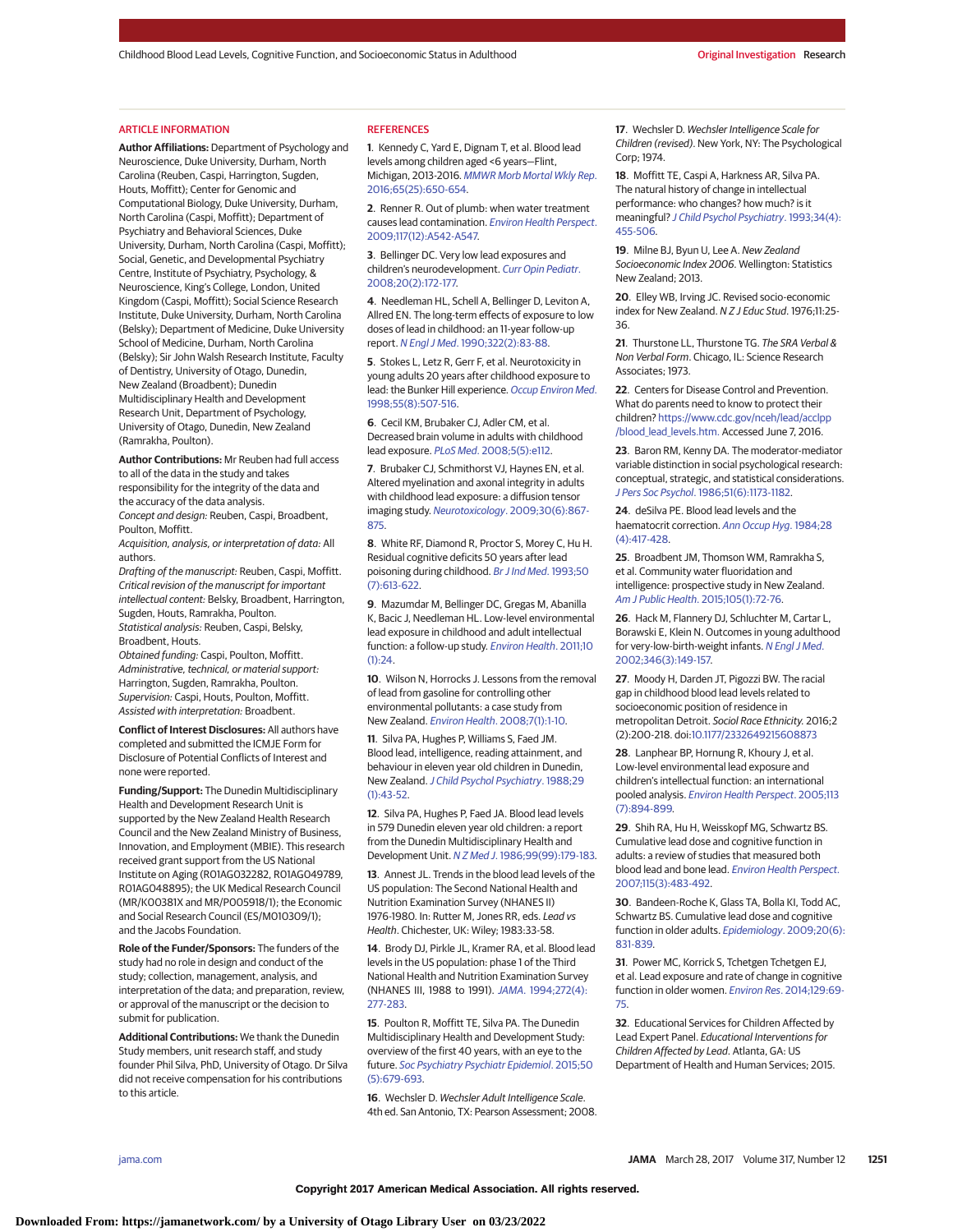## ARTICLE INFORMATION

**Author Affiliations:** Department of Psychology and Neuroscience, Duke University, Durham, North Carolina (Reuben, Caspi, Harrington, Sugden, Houts, Moffitt); Center for Genomic and Computational Biology, Duke University, Durham, North Carolina (Caspi, Moffitt); Department of Psychiatry and Behavioral Sciences, Duke University, Durham, North Carolina (Caspi, Moffitt); Social, Genetic, and Developmental Psychiatry Centre, Institute of Psychiatry, Psychology, & Neuroscience, King's College, London, United Kingdom (Caspi, Moffitt); Social Science Research Institute, Duke University, Durham, North Carolina (Belsky); Department of Medicine, Duke University School of Medicine, Durham, North Carolina (Belsky); Sir John Walsh Research Institute, Faculty of Dentistry, University of Otago, Dunedin, New Zealand (Broadbent); Dunedin Multidisciplinary Health and Development Research Unit, Department of Psychology, University of Otago, Dunedin, New Zealand (Ramrakha, Poulton).

**Author Contributions:** Mr Reuben had full access to all of the data in the study and takes responsibility for the integrity of the data and the accuracy of the data analysis.
*Concept and design:* Reuben, Caspi, Broadbent, Poulton, Moffitt.
*Acquisition, analysis, or interpretation of data:* All authors.
*Drafting of the manuscript:* Reuben, Caspi, Moffitt.
*Critical revision of the manuscript for important intellectual content:* Belsky, Broadbent, Harrington, Sugden, Houts, Ramrakha, Poulton.
*Statistical analysis:* Reuben, Caspi, Belsky, Broadbent, Houts.
*Obtained funding:* Caspi, Poulton, Moffitt.
*Administrative, technical, or material support:* Harrington, Sugden, Ramrakha, Poulton.
*Supervision:* Caspi, Houts, Poulton, Moffitt.
*Assisted with interpretation:* Broadbent.

**Conflict of Interest Disclosures:** All authors have completed and submitted the ICMJE Form for Disclosure of Potential Conflicts of Interest and none were reported.

**Funding/Support:** The Dunedin Multidisciplinary Health and Development Research Unit is supported by the New Zealand Health Research Council and the New Zealand Ministry of Business, Innovation, and Employment (MBIE). This research received grant support from the US National Institute on Aging (R01AG032282, R01AG049789, R01AG048895); the UK Medical Research Council (MR/K00381X and MR/P005918/1); the Economic and Social Research Council (ES/M010309/1); and the Jacobs Foundation.

**Role of the Funder/Sponsors:** The funders of the study had no role in design and conduct of the study; collection, management, analysis, and interpretation of the data; and preparation, review, or approval of the manuscript or the decision to submit for publication.

**Additional Contributions:** We thank the Dunedin Study members, unit research staff, and study founder Phil Silva, PhD, University of Otago. Dr Silva did not receive compensation for his contributions to this article.

## REFERENCES

1. Kennedy C, Yard E, Dignam T, et al. Blood lead levels among children aged <6 years—Flint, Michigan, 2013-2016. *MMWR Morb Mortal Wkly Rep*. 2016;65(25):650-654.

2. Renner R. Out of plumb: when water treatment causes lead contamination. *Environ Health Perspect*. 2009;117(12):A542-A547.

3. Bellinger DC. Very low lead exposures and children's neurodevelopment. *Curr Opin Pediatr*. 2008;20(2):172-177.

4. Needleman HL, Schell A, Bellinger D, Leviton A, Allred EN. The long-term effects of exposure to low doses of lead in childhood: an 11-year follow-up report. *N Engl J Med*. 1990;322(2):83-88.

5. Stokes L, Letz R, Gerr F, et al. Neurotoxicity in young adults 20 years after childhood exposure to lead: the Bunker Hill experience. *Occup Environ Med*. 1998;55(8):507-516.

6. Cecil KM, Brubaker CJ, Adler CM, et al. Decreased brain volume in adults with childhood lead exposure. *PLoS Med*. 2008;5(5):e112.

7. Brubaker CJ, Schmithorst VJ, Haynes EN, et al. Altered myelination and axonal integrity in adults with childhood lead exposure: a diffusion tensor imaging study. *Neurotoxicology*. 2009;30(6):867-875.

8. White RF, Diamond R, Proctor S, Morey C, Hu H. Residual cognitive deficits 50 years after lead poisoning during childhood. *Br J Ind Med*. 1993;50(7):613-622.

9. Mazumdar M, Bellinger DC, Gregas M, Abanilla K, Bacic J, Needleman HL. Low-level environmental lead exposure in childhood and adult intellectual function: a follow-up study. *Environ Health*. 2011;10(1):24.

10. Wilson N, Horrocks J. Lessons from the removal of lead from gasoline for controlling other environmental pollutants: a case study from New Zealand. *Environ Health*. 2008;7(1):1-10.

11. Silva PA, Hughes P, Williams S, Faed JM. Blood lead, intelligence, reading attainment, and behaviour in eleven year old children in Dunedin, New Zealand. *J Child Psychol Psychiatry*. 1988;29(1):43-52.

12. Silva PA, Hughes P, Faed JA. Blood lead levels in 579 Dunedin eleven year old children: a report from the Dunedin Multidisciplinary Health and Development Study. *N Z Med J*. 1986;99(99):179-183.

13. Annest JL. Trends in the blood lead levels of the US population: The Second National Health and Nutrition Examination Survey (NHANES II) 1976-1980. In: Rutter M, Jones RR, eds. *Lead vs Health*. Chichester, UK: Wiley; 1983:33-58.

14. Brody DJ, Pirkle JL, Kramer RA, et al. Blood lead levels in the US population: phase 1 of the Third National Health and Nutrition Examination Survey (NHANES III, 1988 to 1991). *JAMA*. 1994;272(4):277-283.

15. Poulton R, Moffitt TE, Silva PA. The Dunedin Multidisciplinary Health and Development Study: overview of the first 40 years, with an eye to the future. *Soc Psychiatry Psychiatr Epidemiol*. 2015;50(5):679-693.

16. Wechsler D. *Wechsler Adult Intelligence Scale*. 4th ed. San Antonio, TX: Pearson Assessment; 2008.

17. Wechsler D. *Wechsler Intelligence Scale for Children (revised)*. New York, NY: The Psychological Corp; 1974.

18. Moffitt TE, Caspi A, Harkness AR, Silva PA. The natural history of change in intellectual performance: who changes? how much? is it meaningful? *J Child Psychol Psychiatry*. 1993;34(4):455-506.

19. Milne BJ, Byun U, Lee A. *New Zealand Socioeconomic Index 2006*. Wellington: Statistics New Zealand; 2013.

20. Elley WB, Irving JC. Revised socio-economic index for New Zealand. *N Z J Educ Stud*. 1976;11:25-36.

21. Thurstone LL, Thurstone TG. *The SRA Verbal & Non Verbal Form*. Chicago, IL: Science Research Associates; 1973.

22. Centers for Disease Control and Prevention. What do parents need to know to protect their children? https://www.cdc.gov/nceh/lead/acclpp/blood_lead_levels.htm. Accessed June 7, 2016.

23. Baron RM, Kenny DA. The moderator-mediator variable distinction in social psychological research: conceptual, strategic, and statistical considerations. *J Pers Soc Psychol*. 1986;51(6):1173-1182.

24. deSilva PE. Blood lead levels and the haematocrit correction. *Ann Occup Hyg*. 1984;28(4):417-428.

25. Broadbent JM, Thomson WM, Ramrakha S, et al. Community water fluoridation and intelligence: prospective study in New Zealand. *Am J Public Health*. 2015;105(1):72-76.

26. Hack M, Flannery DJ, Schluchter M, Cartar L, Borawski E, Klein N. Outcomes in young adulthood for very-low-birth-weight infants. *N Engl J Med*. 2002;346(3):149-157.

27. Moody H, Darden JT, Pigozzi BW. The racial gap in childhood blood lead levels related to socioeconomic position of residence in metropolitan Detroit. *Sociol Race Ethnicity*. 2016;2(2):200-218. doi:10.1177/2332649215608873

28. Lanphear BP, Hornung R, Khoury J, et al. Low-level environmental lead exposure and children's intellectual function: an international pooled analysis. *Environ Health Perspect*. 2005;113(7):894-899.

29. Shih RA, Hu H, Weisskopf MG, Schwartz BS. Cumulative lead dose and cognitive function in adults: a review of studies that measured both blood lead and bone lead. *Environ Health Perspect*. 2007;115(3):483-492.

30. Bandeen-Roche K, Glass TA, Bolla KI, Todd AC, Schwartz BS. Cumulative lead dose and cognitive function in older adults. *Epidemiology*. 2009;20(6):831-839.

31. Power MC, Korrick S, Tchetgen Tchetgen EJ, et al. Lead exposure and rate of change in cognitive function in older women. *Environ Res*. 2014;129:69-75.

32. Educational Services for Children Affected by Lead Expert Panel. *Educational Interventions for Children Affected by Lead*. Atlanta, GA: US Department of Health and Human Services; 2015.